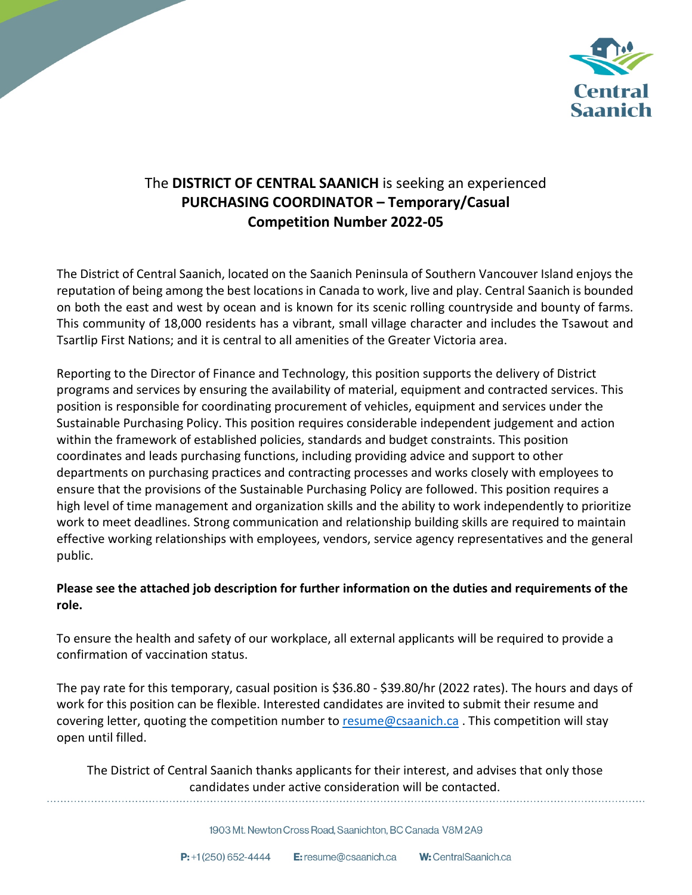# The **DISTRICT OF CENTRAL SAANICH** is seeking an experienced **PURCHASING COORDINATOR – Temporary/Casual** **Competition Number 2022-05**

The District of Central Saanich, located on the Saanich Peninsula of Southern Vancouver Island enjoys the reputation of being among the best locations in Canada to work, live and play. Central Saanich is bounded on both the east and west by ocean and is known for its scenic rolling countryside and bounty of farms. This community of 18,000 residents has a vibrant, small village character and includes the Tsawout and Tsartlip First Nations; and it is central to all amenities of the Greater Victoria area.

Reporting to the Director of Finance and Technology, this position supports the delivery of District programs and services by ensuring the availability of material, equipment and contracted services. This position is responsible for coordinating procurement of vehicles, equipment and services under the Sustainable Purchasing Policy. This position requires considerable independent judgement and action within the framework of established policies, standards and budget constraints. This position coordinates and leads purchasing functions, including providing advice and support to other departments on purchasing practices and contracting processes and works closely with employees to ensure that the provisions of the Sustainable Purchasing Policy are followed. This position requires a high level of time management and organization skills and the ability to work independently to prioritize work to meet deadlines. Strong communication and relationship building skills are required to maintain effective working relationships with employees, vendors, service agency representatives and the general public.

**Please see the attached job description for further information on the duties and requirements of the role.**

To ensure the health and safety of our workplace, all external applicants will be required to provide a confirmation of vaccination status.

The pay rate for this temporary, casual position is $36.80 - $39.80/hr (2022 rates). The hours and days of work for this position can be flexible. Interested candidates are invited to submit their resume and covering letter, quoting the competition number to resume@csaanich.ca . This competition will stay open until filled.

The District of Central Saanich thanks applicants for their interest, and advises that only those candidates under active consideration will be contacted.

1903 Mt. Newton Cross Road, Saanichton, BC Canada V8M 2A9

**P:** +1 (250) 652-4444 **E:** resume@csaanich.ca **W:** CentralSaanich.ca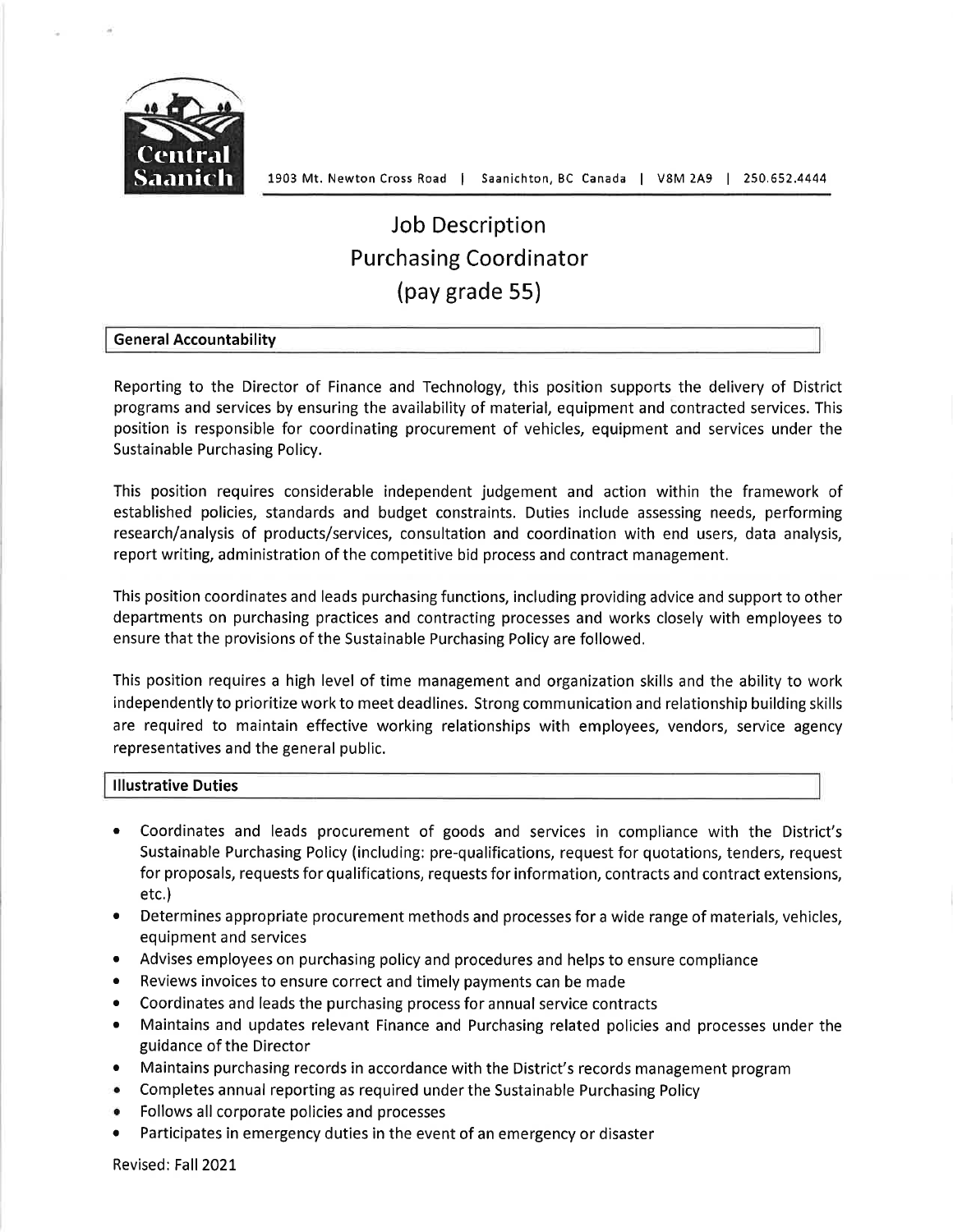1903 Mt. Newton Cross Road | Saanichton, BC Canada | V8M 2A9 | 250.652.4444

# Job Description
# Purchasing Coordinator
# (pay grade 55)

## General Accountability

Reporting to the Director of Finance and Technology, this position supports the delivery of District programs and services by ensuring the availability of material, equipment and contracted services. This position is responsible for coordinating procurement of vehicles, equipment and services under the Sustainable Purchasing Policy.

This position requires considerable independent judgement and action within the framework of established policies, standards and budget constraints. Duties include assessing needs, performing research/analysis of products/services, consultation and coordination with end users, data analysis, report writing, administration of the competitive bid process and contract management.

This position coordinates and leads purchasing functions, including providing advice and support to other departments on purchasing practices and contracting processes and works closely with employees to ensure that the provisions of the Sustainable Purchasing Policy are followed.

This position requires a high level of time management and organization skills and the ability to work independently to prioritize work to meet deadlines. Strong communication and relationship building skills are required to maintain effective working relationships with employees, vendors, service agency representatives and the general public.

## Illustrative Duties

- Coordinates and leads procurement of goods and services in compliance with the District's Sustainable Purchasing Policy (including: pre-qualifications, request for quotations, tenders, request for proposals, requests for qualifications, requests for information, contracts and contract extensions, etc.)
- Determines appropriate procurement methods and processes for a wide range of materials, vehicles, equipment and services
- Advises employees on purchasing policy and procedures and helps to ensure compliance
- Reviews invoices to ensure correct and timely payments can be made
- Coordinates and leads the purchasing process for annual service contracts
- Maintains and updates relevant Finance and Purchasing related policies and processes under the guidance of the Director
- Maintains purchasing records in accordance with the District's records management program
- Completes annual reporting as required under the Sustainable Purchasing Policy
- Follows all corporate policies and processes
- Participates in emergency duties in the event of an emergency or disaster

Revised: Fall 2021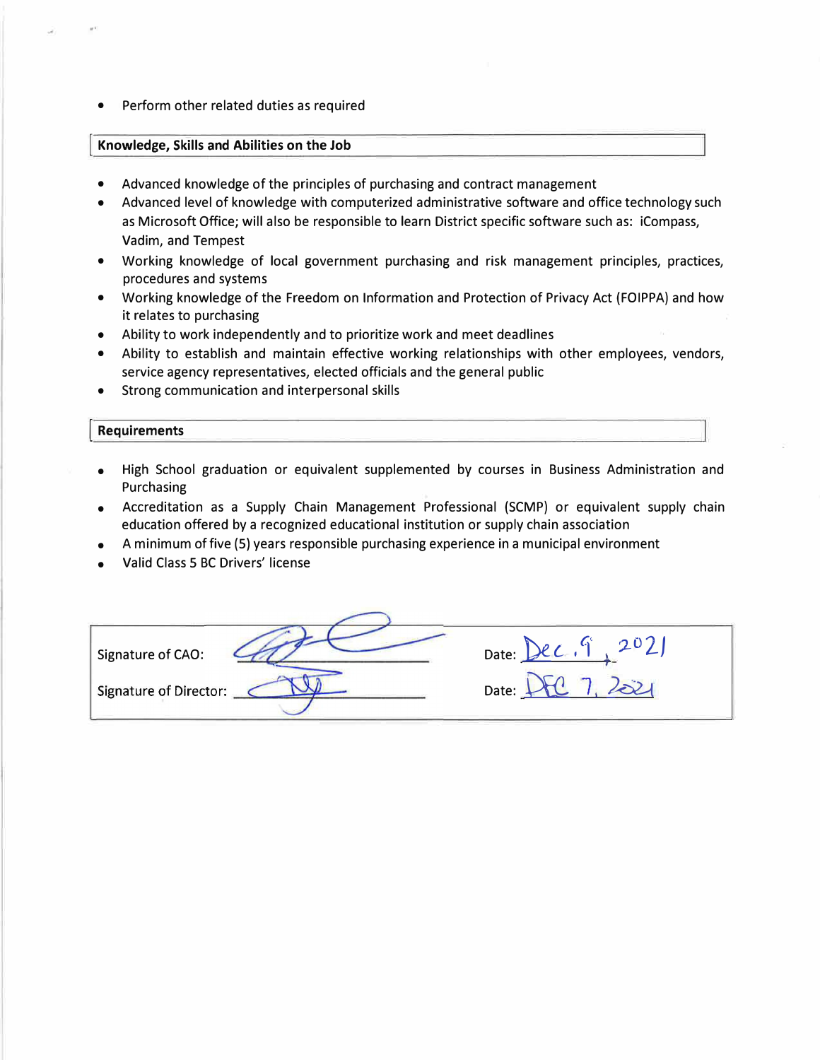- Perform other related duties as required

## Knowledge, Skills and Abilities on the Job

- Advanced knowledge of the principles of purchasing and contract management
- Advanced level of knowledge with computerized administrative software and office technology such as Microsoft Office; will also be responsible to learn District specific software such as: iCompass, Vadim, and Tempest
- Working knowledge of local government purchasing and risk management principles, practices, procedures and systems
- Working knowledge of the Freedom on Information and Protection of Privacy Act (FOIPPA) and how it relates to purchasing
- Ability to work independently and to prioritize work and meet deadlines
- Ability to establish and maintain effective working relationships with other employees, vendors, service agency representatives, elected officials and the general public
- Strong communication and interpersonal skills

## Requirements

- High School graduation or equivalent supplemented by courses in Business Administration and Purchasing
- Accreditation as a Supply Chain Management Professional (SCMP) or equivalent supply chain education offered by a recognized educational institution or supply chain association
- A minimum of five (5) years responsible purchasing experience in a municipal environment
- Valid Class 5 BC Drivers' license

| | |
|---|---|
| Signature of CAO: [signature] | Date: Dec. 9, 2021 |
| Signature of Director: [signature] | Date: DEC 7, 2021 |